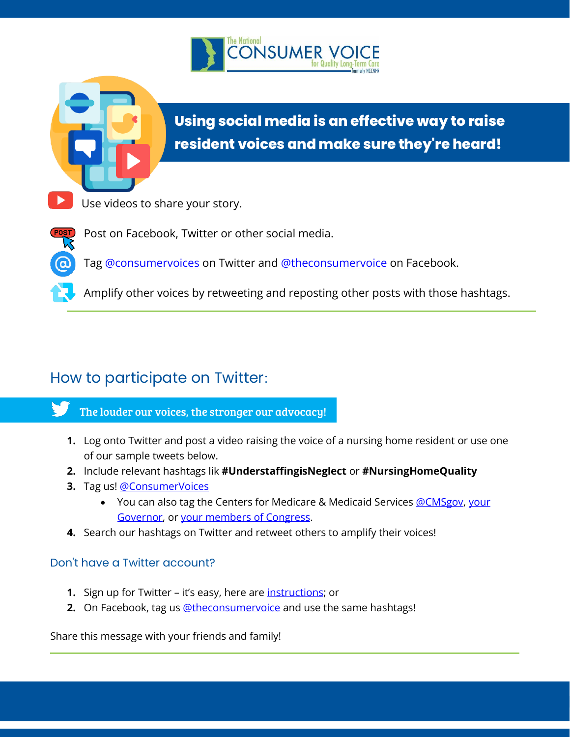The National CONSUMER VOICE for Quality Long-Term Care formerly NCCNHR

## Using social media is an effective way to raise resident voices and make sure they're heard!

- Use videos to share your story.
- Post on Facebook, Twitter or other social media.
- Tag @consumervoices on Twitter and @theconsumervoice on Facebook.
- Amplify other voices by retweeting and reposting other posts with those hashtags.

## How to participate on Twitter:

**The louder our voices, the stronger our advocacy!**

1. Log onto Twitter and post a video raising the voice of a nursing home resident or use one of our sample tweets below.
2. Include relevant hashtags lik **#UnderstaffingisNeglect** or **#NursingHomeQuality**
3. Tag us! @ConsumerVoices
   - You can also tag the Centers for Medicare & Medicaid Services @CMSgov, your Governor, or your members of Congress.
4. Search our hashtags on Twitter and retweet others to amplify their voices!

### Don't have a Twitter account?

1. Sign up for Twitter – it's easy, here are instructions; or
2. On Facebook, tag us @theconsumervoice and use the same hashtags!

Share this message with your friends and family!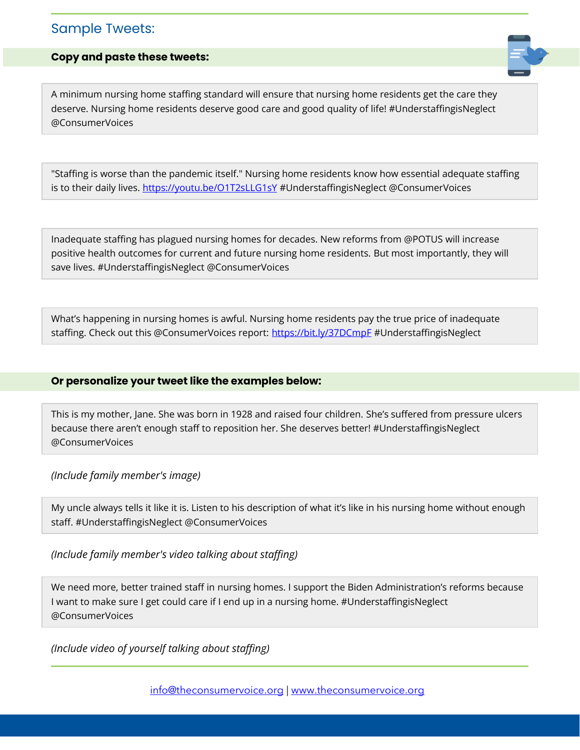## Sample Tweets:

**Copy and paste these tweets:**

A minimum nursing home staffing standard will ensure that nursing home residents get the care they deserve. Nursing home residents deserve good care and good quality of life! #UnderstaffingisNeglect @ConsumerVoices

"Staffing is worse than the pandemic itself." Nursing home residents know how essential adequate staffing is to their daily lives. https://youtu.be/O1T2sLLG1sY #UnderstaffingisNeglect @ConsumerVoices

Inadequate staffing has plagued nursing homes for decades. New reforms from @POTUS will increase positive health outcomes for current and future nursing home residents. But most importantly, they will save lives. #UnderstaffingisNeglect @ConsumerVoices

What's happening in nursing homes is awful. Nursing home residents pay the true price of inadequate staffing. Check out this @ConsumerVoices report: https://bit.ly/37DCmpF #UnderstaffingisNeglect

**Or personalize your tweet like the examples below:**

This is my mother, Jane. She was born in 1928 and raised four children. She's suffered from pressure ulcers because there aren't enough staff to reposition her. She deserves better! #UnderstaffingisNeglect @ConsumerVoices

*(Include family member's image)*

My uncle always tells it like it is. Listen to his description of what it's like in his nursing home without enough staff. #UnderstaffingisNeglect @ConsumerVoices

*(Include family member's video talking about staffing)*

We need more, better trained staff in nursing homes. I support the Biden Administration's reforms because I want to make sure I get could care if I end up in a nursing home. #UnderstaffingisNeglect @ConsumerVoices

*(Include video of yourself talking about staffing)*

info@theconsumervoice.org | www.theconsumervoice.org